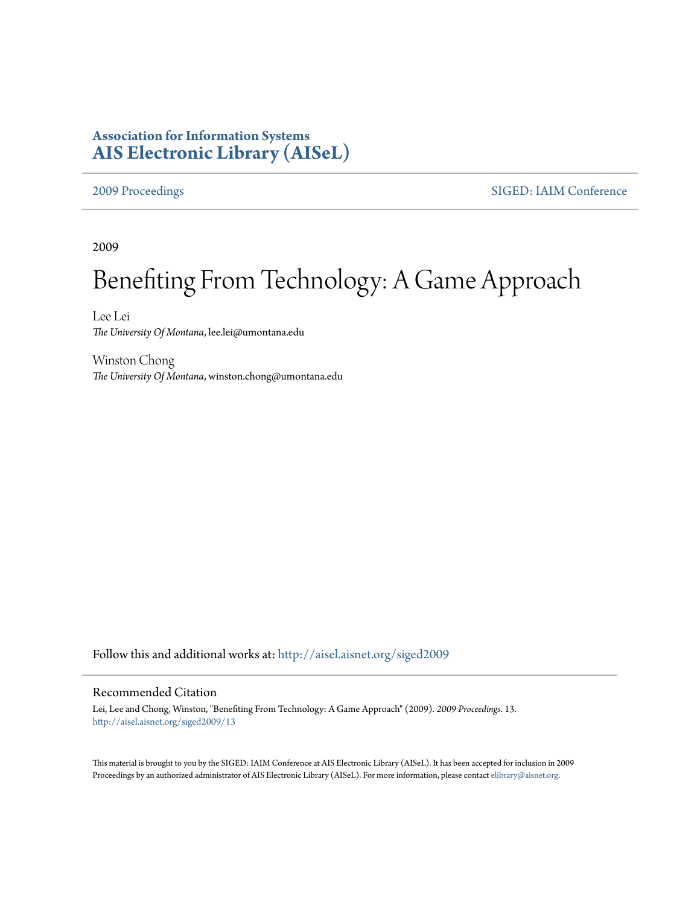**Association for Information Systems**
**AIS Electronic Library (AISeL)**

2009 Proceedings | SIGED: IAIM Conference

2009

# Benefiting From Technology: A Game Approach

Lee Lei
*The University Of Montana*, lee.lei@umontana.edu

Winston Chong
*The University Of Montana*, winston.chong@umontana.edu

Follow this and additional works at: http://aisel.aisnet.org/siged2009

## Recommended Citation

Lei, Lee and Chong, Winston, "Benefiting From Technology: A Game Approach" (2009). *2009 Proceedings*. 13.
http://aisel.aisnet.org/siged2009/13

This material is brought to you by the SIGED: IAIM Conference at AIS Electronic Library (AISeL). It has been accepted for inclusion in 2009 Proceedings by an authorized administrator of AIS Electronic Library (AISeL). For more information, please contact elibrary@aisnet.org.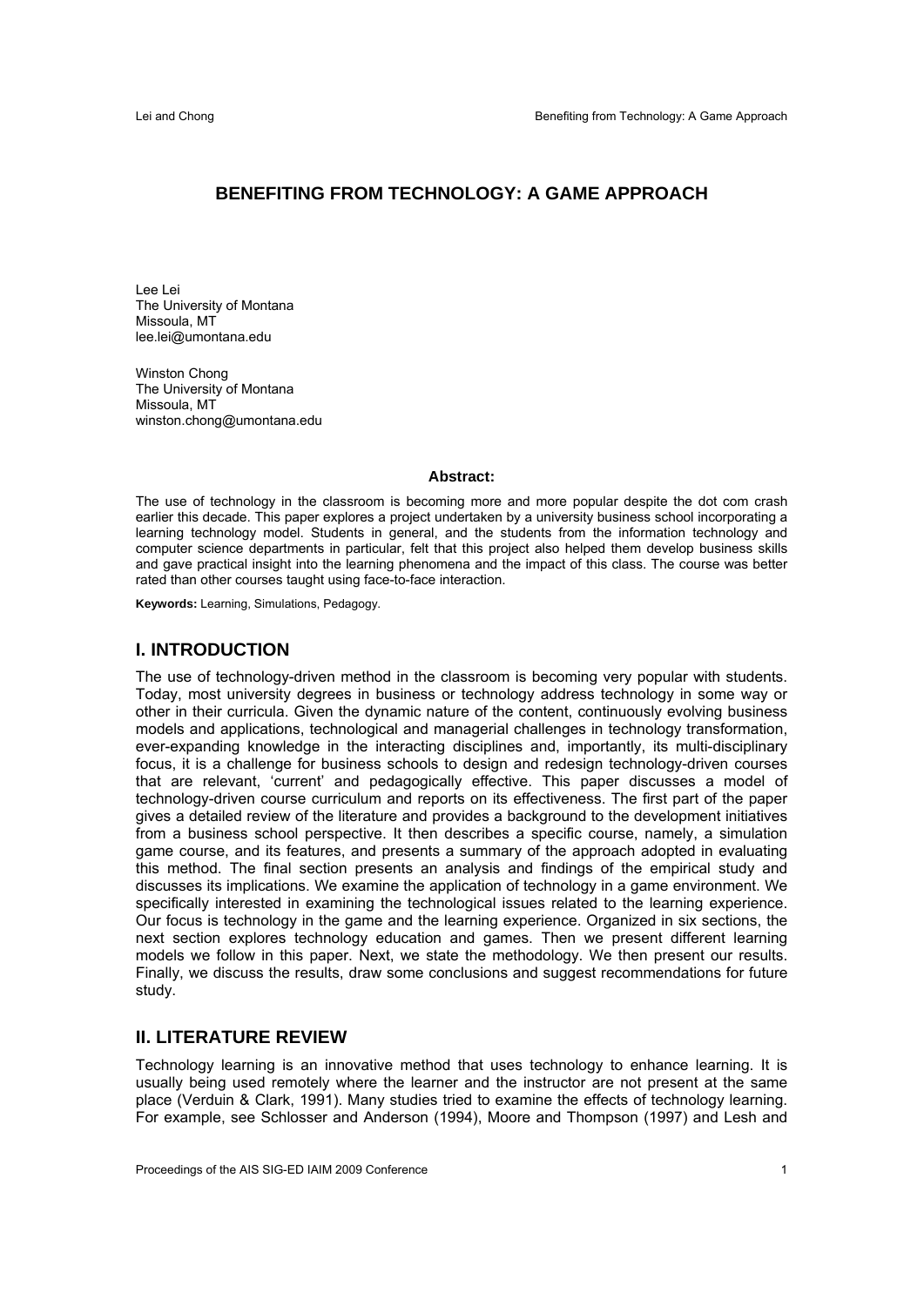# BENEFITING FROM TECHNOLOGY: A GAME APPROACH

Lee Lei
The University of Montana
Missoula, MT
lee.lei@umontana.edu

Winston Chong
The University of Montana
Missoula, MT
winston.chong@umontana.edu

**Abstract:**

The use of technology in the classroom is becoming more and more popular despite the dot com crash earlier this decade. This paper explores a project undertaken by a university business school incorporating a learning technology model. Students in general, and the students from the information technology and computer science departments in particular, felt that this project also helped them develop business skills and gave practical insight into the learning phenomena and the impact of this class. The course was better rated than other courses taught using face-to-face interaction.

**Keywords:** Learning, Simulations, Pedagogy.

## I. INTRODUCTION

The use of technology-driven method in the classroom is becoming very popular with students. Today, most university degrees in business or technology address technology in some way or other in their curricula. Given the dynamic nature of the content, continuously evolving business models and applications, technological and managerial challenges in technology transformation, ever-expanding knowledge in the interacting disciplines and, importantly, its multi-disciplinary focus, it is a challenge for business schools to design and redesign technology-driven courses that are relevant, 'current' and pedagogically effective. This paper discusses a model of technology-driven course curriculum and reports on its effectiveness. The first part of the paper gives a detailed review of the literature and provides a background to the development initiatives from a business school perspective. It then describes a specific course, namely, a simulation game course, and its features, and presents a summary of the approach adopted in evaluating this method. The final section presents an analysis and findings of the empirical study and discusses its implications. We examine the application of technology in a game environment. We specifically interested in examining the technological issues related to the learning experience. Our focus is technology in the game and the learning experience. Organized in six sections, the next section explores technology education and games. Then we present different learning models we follow in this paper. Next, we state the methodology. We then present our results. Finally, we discuss the results, draw some conclusions and suggest recommendations for future study.

## II. LITERATURE REVIEW

Technology learning is an innovative method that uses technology to enhance learning. It is usually being used remotely where the learner and the instructor are not present at the same place (Verduin & Clark, 1991). Many studies tried to examine the effects of technology learning. For example, see Schlosser and Anderson (1994), Moore and Thompson (1997) and Lesh and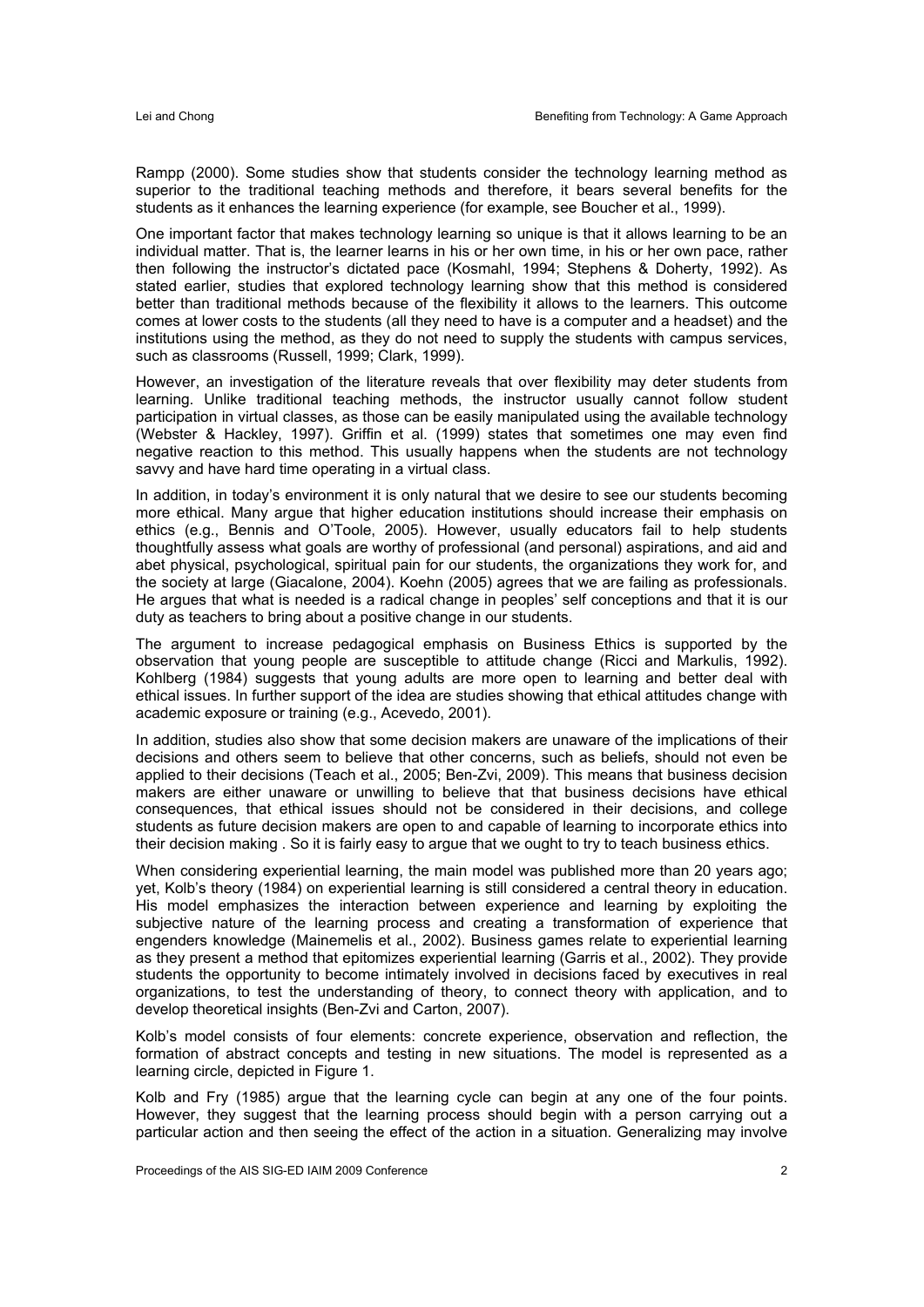Rampp (2000). Some studies show that students consider the technology learning method as superior to the traditional teaching methods and therefore, it bears several benefits for the students as it enhances the learning experience (for example, see Boucher et al., 1999).

One important factor that makes technology learning so unique is that it allows learning to be an individual matter. That is, the learner learns in his or her own time, in his or her own pace, rather then following the instructor's dictated pace (Kosmahl, 1994; Stephens & Doherty, 1992). As stated earlier, studies that explored technology learning show that this method is considered better than traditional methods because of the flexibility it allows to the learners. This outcome comes at lower costs to the students (all they need to have is a computer and a headset) and the institutions using the method, as they do not need to supply the students with campus services, such as classrooms (Russell, 1999; Clark, 1999).

However, an investigation of the literature reveals that over flexibility may deter students from learning. Unlike traditional teaching methods, the instructor usually cannot follow student participation in virtual classes, as those can be easily manipulated using the available technology (Webster & Hackley, 1997). Griffin et al. (1999) states that sometimes one may even find negative reaction to this method. This usually happens when the students are not technology savvy and have hard time operating in a virtual class.

In addition, in today's environment it is only natural that we desire to see our students becoming more ethical. Many argue that higher education institutions should increase their emphasis on ethics (e.g., Bennis and O'Toole, 2005). However, usually educators fail to help students thoughtfully assess what goals are worthy of professional (and personal) aspirations, and aid and abet physical, psychological, spiritual pain for our students, the organizations they work for, and the society at large (Giacalone, 2004). Koehn (2005) agrees that we are failing as professionals. He argues that what is needed is a radical change in peoples' self conceptions and that it is our duty as teachers to bring about a positive change in our students.

The argument to increase pedagogical emphasis on Business Ethics is supported by the observation that young people are susceptible to attitude change (Ricci and Markulis, 1992). Kohlberg (1984) suggests that young adults are more open to learning and better deal with ethical issues. In further support of the idea are studies showing that ethical attitudes change with academic exposure or training (e.g., Acevedo, 2001).

In addition, studies also show that some decision makers are unaware of the implications of their decisions and others seem to believe that other concerns, such as beliefs, should not even be applied to their decisions (Teach et al., 2005; Ben-Zvi, 2009). This means that business decision makers are either unaware or unwilling to believe that that business decisions have ethical consequences, that ethical issues should not be considered in their decisions, and college students as future decision makers are open to and capable of learning to incorporate ethics into their decision making . So it is fairly easy to argue that we ought to try to teach business ethics.

When considering experiential learning, the main model was published more than 20 years ago; yet, Kolb's theory (1984) on experiential learning is still considered a central theory in education. His model emphasizes the interaction between experience and learning by exploiting the subjective nature of the learning process and creating a transformation of experience that engenders knowledge (Mainemelis et al., 2002). Business games relate to experiential learning as they present a method that epitomizes experiential learning (Garris et al., 2002). They provide students the opportunity to become intimately involved in decisions faced by executives in real organizations, to test the understanding of theory, to connect theory with application, and to develop theoretical insights (Ben-Zvi and Carton, 2007).

Kolb's model consists of four elements: concrete experience, observation and reflection, the formation of abstract concepts and testing in new situations. The model is represented as a learning circle, depicted in Figure 1.

Kolb and Fry (1985) argue that the learning cycle can begin at any one of the four points. However, they suggest that the learning process should begin with a person carrying out a particular action and then seeing the effect of the action in a situation. Generalizing may involve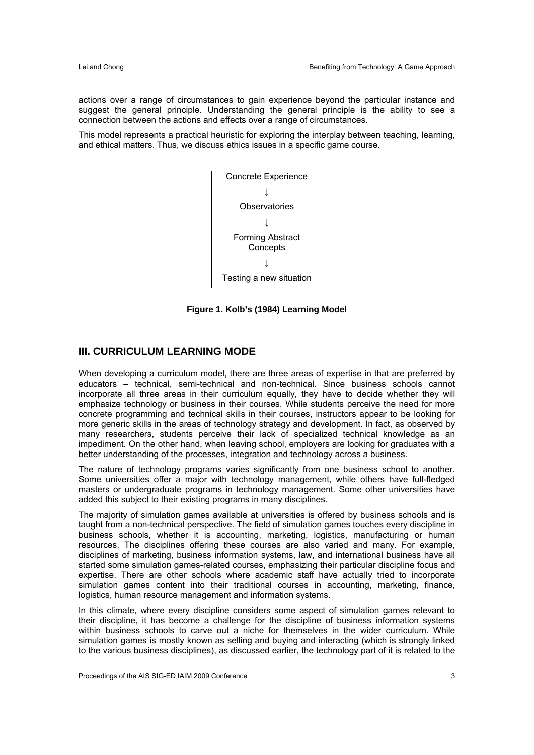actions over a range of circumstances to gain experience beyond the particular instance and suggest the general principle. Understanding the general principle is the ability to see a connection between the actions and effects over a range of circumstances.

This model represents a practical heuristic for exploring the interplay between teaching, learning, and ethical matters. Thus, we discuss ethics issues in a specific game course.

| Concrete Experience |
|---|
| ↓ |
| Observatories |
| ↓ |
| Forming Abstract Concepts |
| ↓ |
| Testing a new situation |

**Figure 1. Kolb's (1984) Learning Model**

## III. CURRICULUM LEARNING MODE

When developing a curriculum model, there are three areas of expertise in that are preferred by educators – technical, semi-technical and non-technical. Since business schools cannot incorporate all three areas in their curriculum equally, they have to decide whether they will emphasize technology or business in their courses. While students perceive the need for more concrete programming and technical skills in their courses, instructors appear to be looking for more generic skills in the areas of technology strategy and development. In fact, as observed by many researchers, students perceive their lack of specialized technical knowledge as an impediment. On the other hand, when leaving school, employers are looking for graduates with a better understanding of the processes, integration and technology across a business.

The nature of technology programs varies significantly from one business school to another. Some universities offer a major with technology management, while others have full-fledged masters or undergraduate programs in technology management. Some other universities have added this subject to their existing programs in many disciplines.

The majority of simulation games available at universities is offered by business schools and is taught from a non-technical perspective. The field of simulation games touches every discipline in business schools, whether it is accounting, marketing, logistics, manufacturing or human resources. The disciplines offering these courses are also varied and many. For example, disciplines of marketing, business information systems, law, and international business have all started some simulation games-related courses, emphasizing their particular discipline focus and expertise. There are other schools where academic staff have actually tried to incorporate simulation games content into their traditional courses in accounting, marketing, finance, logistics, human resource management and information systems.

In this climate, where every discipline considers some aspect of simulation games relevant to their discipline, it has become a challenge for the discipline of business information systems within business schools to carve out a niche for themselves in the wider curriculum. While simulation games is mostly known as selling and buying and interacting (which is strongly linked to the various business disciplines), as discussed earlier, the technology part of it is related to the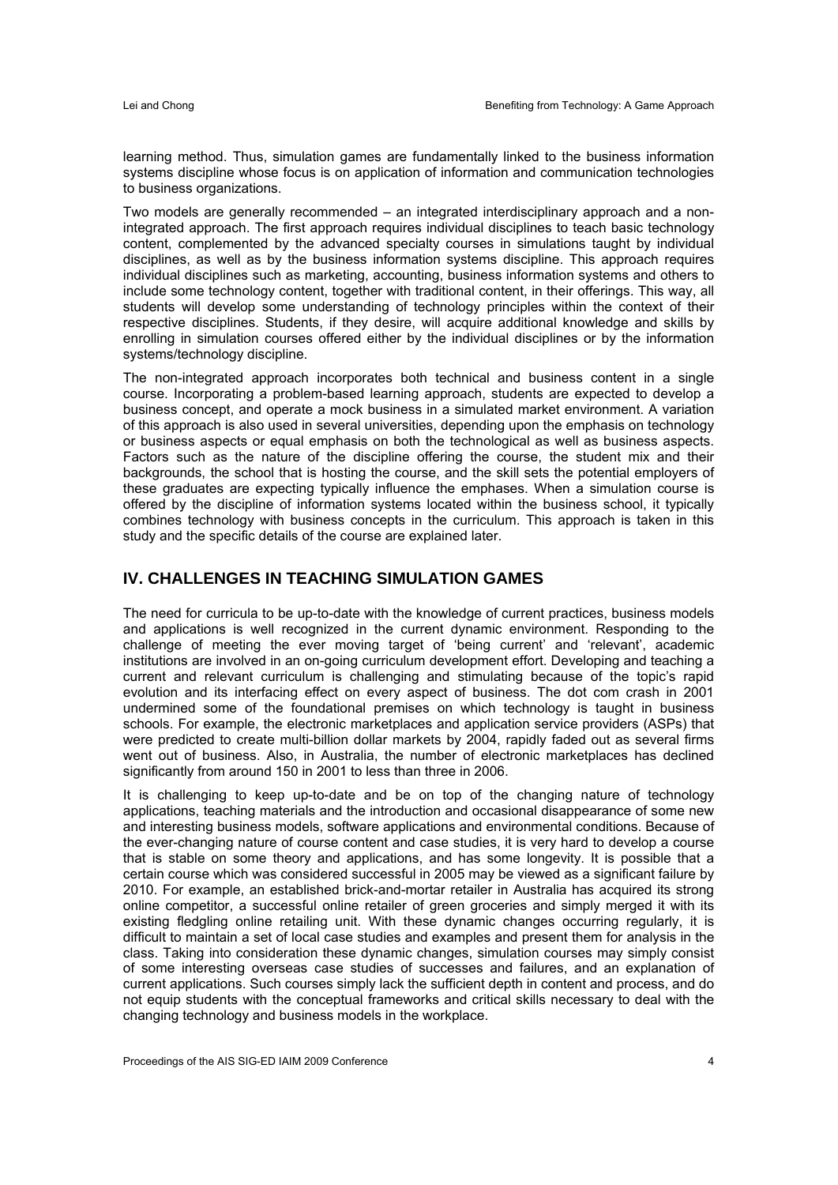learning method. Thus, simulation games are fundamentally linked to the business information systems discipline whose focus is on application of information and communication technologies to business organizations.

Two models are generally recommended – an integrated interdisciplinary approach and a non-integrated approach. The first approach requires individual disciplines to teach basic technology content, complemented by the advanced specialty courses in simulations taught by individual disciplines, as well as by the business information systems discipline. This approach requires individual disciplines such as marketing, accounting, business information systems and others to include some technology content, together with traditional content, in their offerings. This way, all students will develop some understanding of technology principles within the context of their respective disciplines. Students, if they desire, will acquire additional knowledge and skills by enrolling in simulation courses offered either by the individual disciplines or by the information systems/technology discipline.

The non-integrated approach incorporates both technical and business content in a single course. Incorporating a problem-based learning approach, students are expected to develop a business concept, and operate a mock business in a simulated market environment. A variation of this approach is also used in several universities, depending upon the emphasis on technology or business aspects or equal emphasis on both the technological as well as business aspects. Factors such as the nature of the discipline offering the course, the student mix and their backgrounds, the school that is hosting the course, and the skill sets the potential employers of these graduates are expecting typically influence the emphases. When a simulation course is offered by the discipline of information systems located within the business school, it typically combines technology with business concepts in the curriculum. This approach is taken in this study and the specific details of the course are explained later.

## IV. CHALLENGES IN TEACHING SIMULATION GAMES

The need for curricula to be up-to-date with the knowledge of current practices, business models and applications is well recognized in the current dynamic environment. Responding to the challenge of meeting the ever moving target of 'being current' and 'relevant', academic institutions are involved in an on-going curriculum development effort. Developing and teaching a current and relevant curriculum is challenging and stimulating because of the topic's rapid evolution and its interfacing effect on every aspect of business. The dot com crash in 2001 undermined some of the foundational premises on which technology is taught in business schools. For example, the electronic marketplaces and application service providers (ASPs) that were predicted to create multi-billion dollar markets by 2004, rapidly faded out as several firms went out of business. Also, in Australia, the number of electronic marketplaces has declined significantly from around 150 in 2001 to less than three in 2006.

It is challenging to keep up-to-date and be on top of the changing nature of technology applications, teaching materials and the introduction and occasional disappearance of some new and interesting business models, software applications and environmental conditions. Because of the ever-changing nature of course content and case studies, it is very hard to develop a course that is stable on some theory and applications, and has some longevity. It is possible that a certain course which was considered successful in 2005 may be viewed as a significant failure by 2010. For example, an established brick-and-mortar retailer in Australia has acquired its strong online competitor, a successful online retailer of green groceries and simply merged it with its existing fledgling online retailing unit. With these dynamic changes occurring regularly, it is difficult to maintain a set of local case studies and examples and present them for analysis in the class. Taking into consideration these dynamic changes, simulation courses may simply consist of some interesting overseas case studies of successes and failures, and an explanation of current applications. Such courses simply lack the sufficient depth in content and process, and do not equip students with the conceptual frameworks and critical skills necessary to deal with the changing technology and business models in the workplace.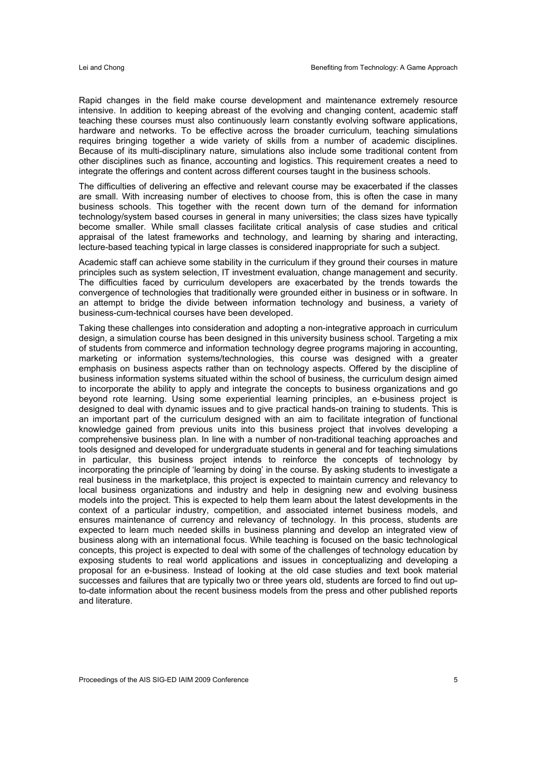Rapid changes in the field make course development and maintenance extremely resource intensive. In addition to keeping abreast of the evolving and changing content, academic staff teaching these courses must also continuously learn constantly evolving software applications, hardware and networks. To be effective across the broader curriculum, teaching simulations requires bringing together a wide variety of skills from a number of academic disciplines. Because of its multi-disciplinary nature, simulations also include some traditional content from other disciplines such as finance, accounting and logistics. This requirement creates a need to integrate the offerings and content across different courses taught in the business schools.

The difficulties of delivering an effective and relevant course may be exacerbated if the classes are small. With increasing number of electives to choose from, this is often the case in many business schools. This together with the recent down turn of the demand for information technology/system based courses in general in many universities; the class sizes have typically become smaller. While small classes facilitate critical analysis of case studies and critical appraisal of the latest frameworks and technology, and learning by sharing and interacting, lecture-based teaching typical in large classes is considered inappropriate for such a subject.

Academic staff can achieve some stability in the curriculum if they ground their courses in mature principles such as system selection, IT investment evaluation, change management and security. The difficulties faced by curriculum developers are exacerbated by the trends towards the convergence of technologies that traditionally were grounded either in business or in software. In an attempt to bridge the divide between information technology and business, a variety of business-cum-technical courses have been developed.

Taking these challenges into consideration and adopting a non-integrative approach in curriculum design, a simulation course has been designed in this university business school. Targeting a mix of students from commerce and information technology degree programs majoring in accounting, marketing or information systems/technologies, this course was designed with a greater emphasis on business aspects rather than on technology aspects. Offered by the discipline of business information systems situated within the school of business, the curriculum design aimed to incorporate the ability to apply and integrate the concepts to business organizations and go beyond rote learning. Using some experiential learning principles, an e-business project is designed to deal with dynamic issues and to give practical hands-on training to students. This is an important part of the curriculum designed with an aim to facilitate integration of functional knowledge gained from previous units into this business project that involves developing a comprehensive business plan. In line with a number of non-traditional teaching approaches and tools designed and developed for undergraduate students in general and for teaching simulations in particular, this business project intends to reinforce the concepts of technology by incorporating the principle of 'learning by doing' in the course. By asking students to investigate a real business in the marketplace, this project is expected to maintain currency and relevancy to local business organizations and industry and help in designing new and evolving business models into the project. This is expected to help them learn about the latest developments in the context of a particular industry, competition, and associated internet business models, and ensures maintenance of currency and relevancy of technology. In this process, students are expected to learn much needed skills in business planning and develop an integrated view of business along with an international focus. While teaching is focused on the basic technological concepts, this project is expected to deal with some of the challenges of technology education by exposing students to real world applications and issues in conceptualizing and developing a proposal for an e-business. Instead of looking at the old case studies and text book material successes and failures that are typically two or three years old, students are forced to find out up-to-date information about the recent business models from the press and other published reports and literature.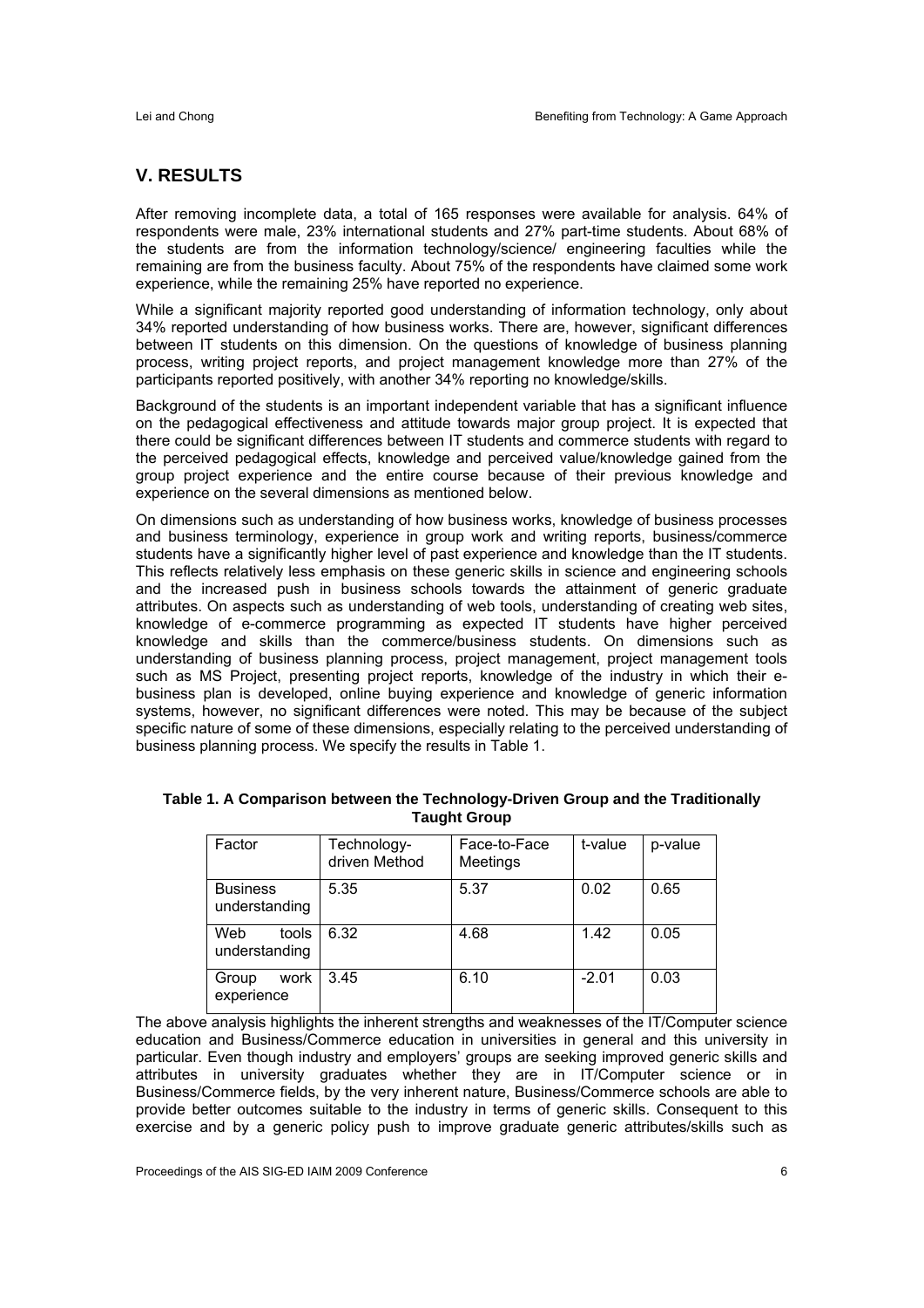## V. RESULTS

After removing incomplete data, a total of 165 responses were available for analysis. 64% of respondents were male, 23% international students and 27% part-time students. About 68% of the students are from the information technology/science/ engineering faculties while the remaining are from the business faculty. About 75% of the respondents have claimed some work experience, while the remaining 25% have reported no experience.

While a significant majority reported good understanding of information technology, only about 34% reported understanding of how business works. There are, however, significant differences between IT students on this dimension. On the questions of knowledge of business planning process, writing project reports, and project management knowledge more than 27% of the participants reported positively, with another 34% reporting no knowledge/skills.

Background of the students is an important independent variable that has a significant influence on the pedagogical effectiveness and attitude towards major group project. It is expected that there could be significant differences between IT students and commerce students with regard to the perceived pedagogical effects, knowledge and perceived value/knowledge gained from the group project experience and the entire course because of their previous knowledge and experience on the several dimensions as mentioned below.

On dimensions such as understanding of how business works, knowledge of business processes and business terminology, experience in group work and writing reports, business/commerce students have a significantly higher level of past experience and knowledge than the IT students. This reflects relatively less emphasis on these generic skills in science and engineering schools and the increased push in business schools towards the attainment of generic graduate attributes. On aspects such as understanding of web tools, understanding of creating web sites, knowledge of e-commerce programming as expected IT students have higher perceived knowledge and skills than the commerce/business students. On dimensions such as understanding of business planning process, project management, project management tools such as MS Project, presenting project reports, knowledge of the industry in which their e-business plan is developed, online buying experience and knowledge of generic information systems, however, no significant differences were noted. This may be because of the subject specific nature of some of these dimensions, especially relating to the perceived understanding of business planning process. We specify the results in Table 1.

**Table 1. A Comparison between the Technology-Driven Group and the Traditionally Taught Group**

| Factor | Technology-driven Method | Face-to-Face Meetings | t-value | p-value |
|---|---|---|---|---|
| Business understanding | 5.35 | 5.37 | 0.02 | 0.65 |
| Web tools understanding | 6.32 | 4.68 | 1.42 | 0.05 |
| Group work experience | 3.45 | 6.10 | -2.01 | 0.03 |

The above analysis highlights the inherent strengths and weaknesses of the IT/Computer science education and Business/Commerce education in universities in general and this university in particular. Even though industry and employers' groups are seeking improved generic skills and attributes in university graduates whether they are in IT/Computer science or in Business/Commerce fields, by the very inherent nature, Business/Commerce schools are able to provide better outcomes suitable to the industry in terms of generic skills. Consequent to this exercise and by a generic policy push to improve graduate generic attributes/skills such as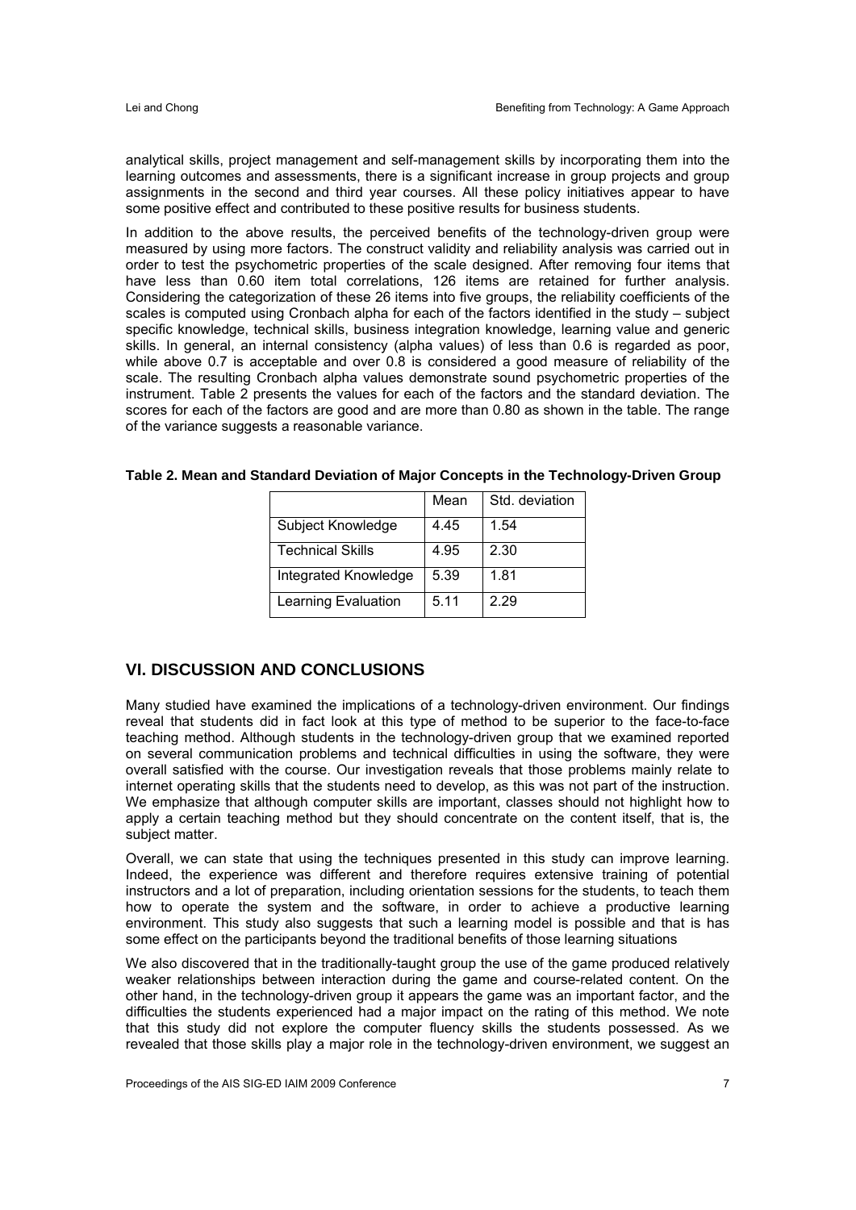analytical skills, project management and self-management skills by incorporating them into the learning outcomes and assessments, there is a significant increase in group projects and group assignments in the second and third year courses. All these policy initiatives appear to have some positive effect and contributed to these positive results for business students.

In addition to the above results, the perceived benefits of the technology-driven group were measured by using more factors. The construct validity and reliability analysis was carried out in order to test the psychometric properties of the scale designed. After removing four items that have less than 0.60 item total correlations, 126 items are retained for further analysis. Considering the categorization of these 26 items into five groups, the reliability coefficients of the scales is computed using Cronbach alpha for each of the factors identified in the study – subject specific knowledge, technical skills, business integration knowledge, learning value and generic skills. In general, an internal consistency (alpha values) of less than 0.6 is regarded as poor, while above 0.7 is acceptable and over 0.8 is considered a good measure of reliability of the scale. The resulting Cronbach alpha values demonstrate sound psychometric properties of the instrument. Table 2 presents the values for each of the factors and the standard deviation. The scores for each of the factors are good and are more than 0.80 as shown in the table. The range of the variance suggests a reasonable variance.

**Table 2. Mean and Standard Deviation of Major Concepts in the Technology-Driven Group**

| | Mean | Std. deviation |
|---|---|---|
| Subject Knowledge | 4.45 | 1.54 |
| Technical Skills | 4.95 | 2.30 |
| Integrated Knowledge | 5.39 | 1.81 |
| Learning Evaluation | 5.11 | 2.29 |

## VI. DISCUSSION AND CONCLUSIONS

Many studied have examined the implications of a technology-driven environment. Our findings reveal that students did in fact look at this type of method to be superior to the face-to-face teaching method. Although students in the technology-driven group that we examined reported on several communication problems and technical difficulties in using the software, they were overall satisfied with the course. Our investigation reveals that those problems mainly relate to internet operating skills that the students need to develop, as this was not part of the instruction. We emphasize that although computer skills are important, classes should not highlight how to apply a certain teaching method but they should concentrate on the content itself, that is, the subject matter.

Overall, we can state that using the techniques presented in this study can improve learning. Indeed, the experience was different and therefore requires extensive training of potential instructors and a lot of preparation, including orientation sessions for the students, to teach them how to operate the system and the software, in order to achieve a productive learning environment. This study also suggests that such a learning model is possible and that is has some effect on the participants beyond the traditional benefits of those learning situations

We also discovered that in the traditionally-taught group the use of the game produced relatively weaker relationships between interaction during the game and course-related content. On the other hand, in the technology-driven group it appears the game was an important factor, and the difficulties the students experienced had a major impact on the rating of this method. We note that this study did not explore the computer fluency skills the students possessed. As we revealed that those skills play a major role in the technology-driven environment, we suggest an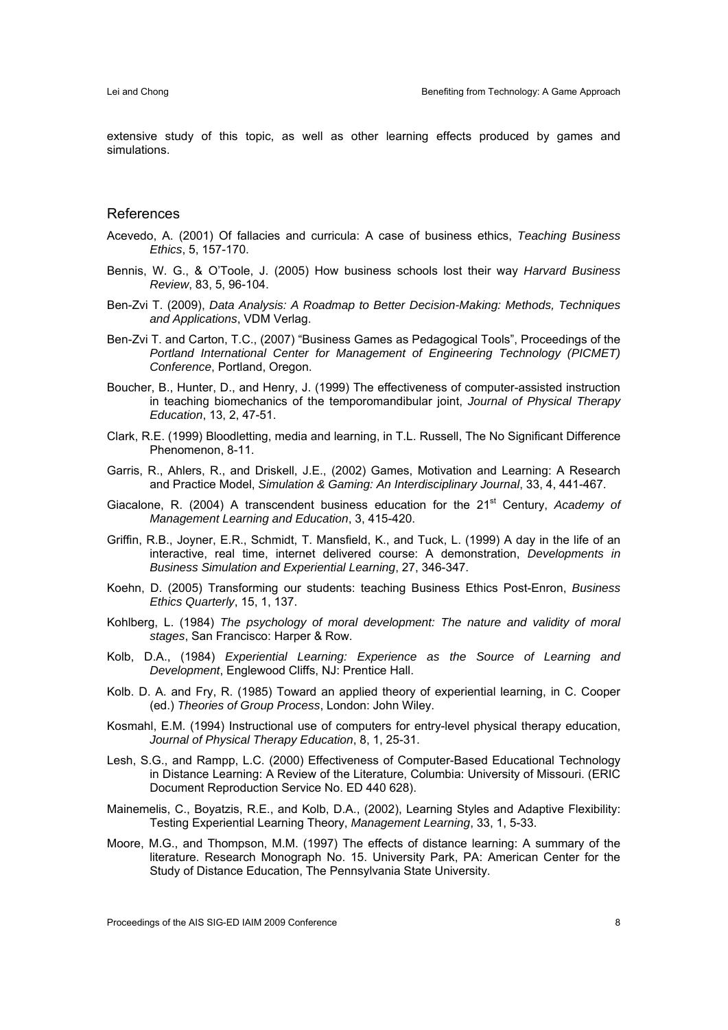extensive study of this topic, as well as other learning effects produced by games and simulations.

## References

Acevedo, A. (2001) Of fallacies and curricula: A case of business ethics, *Teaching Business Ethics*, 5, 157-170.

Bennis, W. G., & O'Toole, J. (2005) How business schools lost their way *Harvard Business Review*, 83, 5, 96-104.

Ben-Zvi T. (2009), *Data Analysis: A Roadmap to Better Decision-Making: Methods, Techniques and Applications*, VDM Verlag.

Ben-Zvi T. and Carton, T.C., (2007) "Business Games as Pedagogical Tools", Proceedings of the *Portland International Center for Management of Engineering Technology (PICMET) Conference*, Portland, Oregon.

Boucher, B., Hunter, D., and Henry, J. (1999) The effectiveness of computer-assisted instruction in teaching biomechanics of the temporomandibular joint, *Journal of Physical Therapy Education*, 13, 2, 47-51.

Clark, R.E. (1999) Bloodletting, media and learning, in T.L. Russell, The No Significant Difference Phenomenon, 8-11.

Garris, R., Ahlers, R., and Driskell, J.E., (2002) Games, Motivation and Learning: A Research and Practice Model, *Simulation & Gaming: An Interdisciplinary Journal*, 33, 4, 441-467.

Giacalone, R. (2004) A transcendent business education for the 21st Century, *Academy of Management Learning and Education*, 3, 415-420.

Griffin, R.B., Joyner, E.R., Schmidt, T. Mansfield, K., and Tuck, L. (1999) A day in the life of an interactive, real time, internet delivered course: A demonstration, *Developments in Business Simulation and Experiential Learning*, 27, 346-347.

Koehn, D. (2005) Transforming our students: teaching Business Ethics Post-Enron, *Business Ethics Quarterly*, 15, 1, 137.

Kohlberg, L. (1984) *The psychology of moral development: The nature and validity of moral stages*, San Francisco: Harper & Row.

Kolb, D.A., (1984) *Experiential Learning: Experience as the Source of Learning and Development*, Englewood Cliffs, NJ: Prentice Hall.

Kolb. D. A. and Fry, R. (1985) Toward an applied theory of experiential learning, in C. Cooper (ed.) *Theories of Group Process*, London: John Wiley.

Kosmahl, E.M. (1994) Instructional use of computers for entry-level physical therapy education, *Journal of Physical Therapy Education*, 8, 1, 25-31.

Lesh, S.G., and Rampp, L.C. (2000) Effectiveness of Computer-Based Educational Technology in Distance Learning: A Review of the Literature, Columbia: University of Missouri. (ERIC Document Reproduction Service No. ED 440 628).

Mainemelis, C., Boyatzis, R.E., and Kolb, D.A., (2002), Learning Styles and Adaptive Flexibility: Testing Experiential Learning Theory, *Management Learning*, 33, 1, 5-33.

Moore, M.G., and Thompson, M.M. (1997) The effects of distance learning: A summary of the literature. Research Monograph No. 15. University Park, PA: American Center for the Study of Distance Education, The Pennsylvania State University.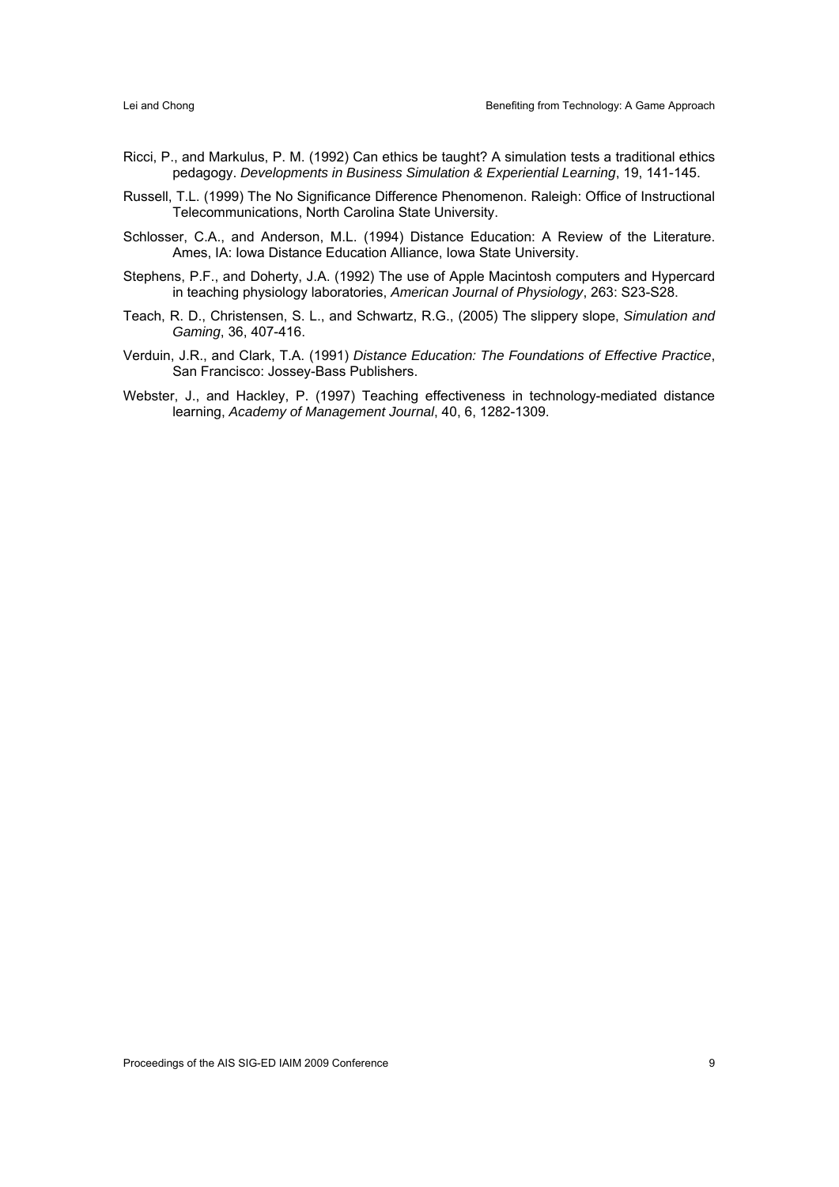Ricci, P., and Markulus, P. M. (1992) Can ethics be taught? A simulation tests a traditional ethics pedagogy. *Developments in Business Simulation & Experiential Learning*, 19, 141-145.

Russell, T.L. (1999) The No Significance Difference Phenomenon. Raleigh: Office of Instructional Telecommunications, North Carolina State University.

Schlosser, C.A., and Anderson, M.L. (1994) Distance Education: A Review of the Literature. Ames, IA: Iowa Distance Education Alliance, Iowa State University.

Stephens, P.F., and Doherty, J.A. (1992) The use of Apple Macintosh computers and Hypercard in teaching physiology laboratories, *American Journal of Physiology*, 263: S23-S28.

Teach, R. D., Christensen, S. L., and Schwartz, R.G., (2005) The slippery slope, *Simulation and Gaming*, 36, 407-416.

Verduin, J.R., and Clark, T.A. (1991) *Distance Education: The Foundations of Effective Practice*, San Francisco: Jossey-Bass Publishers.

Webster, J., and Hackley, P. (1997) Teaching effectiveness in technology-mediated distance learning, *Academy of Management Journal*, 40, 6, 1282-1309.